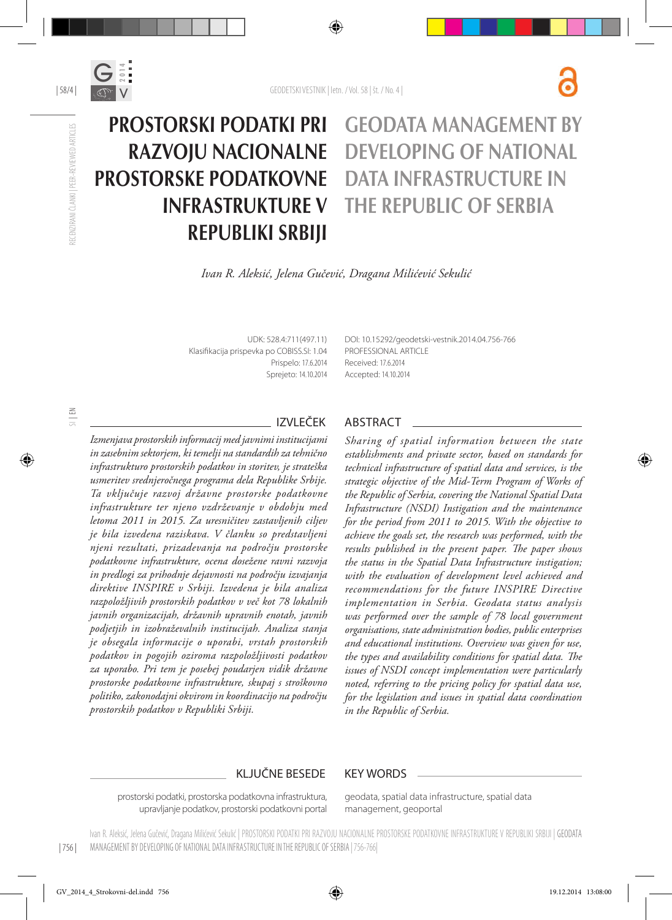# PROSTORSKI PODATKI PRI RAZVOJU NACIONALNE PROSTORSKE PODATKOVNE INFRASTRUKTURE V REPUBLIKI SRBIJI

# GEODATA MANAGEMENT BY DEVELOPING OF NATIONAL DATA INFRASTRUCTURE IN THE REPUBLIC OF SERBIA

*Ivan R. Aleksić, Jelena Gučević, Dragana Milićević Sekulić*

UDK: 528.4:711(497.11)
Klasifikacija prispevka po COBISS.SI: 1.04
Prispelo: 17.6.2014
Sprejeto: 14.10.2014

DOI: 10.15292/geodetski-vestnik.2014.04.756-766
PROFESSIONAL ARTICLE
Received: 17.6.2014
Accepted: 14.10.2014

## IZVLEČEK

*Izmenjava prostorskih informacij med javnimi institucijami in zasebnim sektorjem, ki temelji na standardih za tehnično infrastrukturo prostorskih podatkov in storitev, je strateška usmeritev srednjeročnega programa dela Republike Srbije. Ta vključuje razvoj državne prostorske podatkovne infrastrukture ter njeno vzdrževanje v obdobju med letoma 2011 in 2015. Za uresničitev zastavljenih ciljev je bila izvedena raziskava. V članku so predstavljeni njeni rezultati, prizadevanja na področju prostorske podatkovne infrastrukture, ocena dosežene ravni razvoja in predlogi za prihodnje dejavnosti na področju izvajanja direktive INSPIRE v Srbiji. Izvedena je bila analiza razpoložljivih prostorskih podatkov v več kot 78 lokalnih javnih organizacijah, državnih upravnih enotah, javnih podjetjih in izobraževalnih institucijah. Analiza stanja je obsegala informacije o uporabi, vrstah prostorskih podatkov in pogojih oziroma razpoložljivosti podatkov za uporabo. Pri tem je posebej poudarjen vidik državne prostorske podatkovne infrastrukture, skupaj s stroškovno politiko, zakonodajni okvirom in koordinacijo na področju prostorskih podatkov v Republiki Srbiji.*

## ABSTRACT

*Sharing of spatial information between the state establishments and private sector, based on standards for technical infrastructure of spatial data and services, is the strategic objective of the Mid-Term Program of Works of the Republic of Serbia, covering the National Spatial Data Infrastructure (NSDI) Instigation and the maintenance for the period from 2011 to 2015. With the objective to achieve the goals set, the research was performed, with the results published in the present paper. The paper shows the status in the Spatial Data Infrastructure instigation; with the evaluation of development level achieved and recommendations for the future INSPIRE Directive implementation in Serbia. Geodata status analysis was performed over the sample of 78 local government organisations, state administration bodies, public enterprises and educational institutions. Overview was given for use, the types and availability conditions for spatial data. The issues of NSDI concept implementation were particularly noted, referring to the pricing policy for spatial data use, for the legislation and issues in spatial data coordination in the Republic of Serbia.*

## KLJUČNE BESEDE

prostorski podatki, prostorska podatkovna infrastruktura, upravljanje podatkov, prostorski podatkovni portal

## KEY WORDS

geodata, spatial data infrastructure, spatial data management, geoportal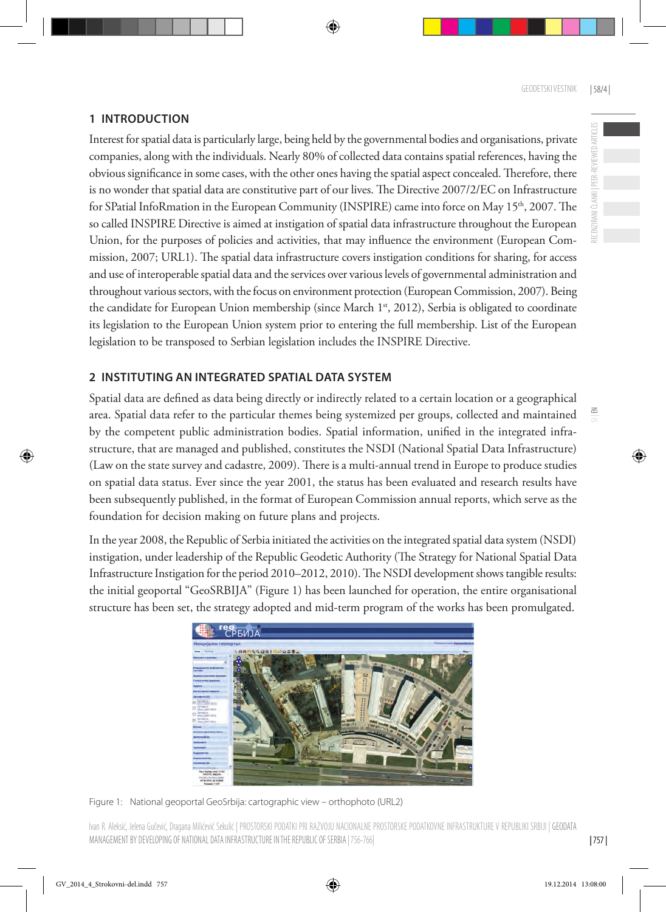## 1 INTRODUCTION

Interest for spatial data is particularly large, being held by the governmental bodies and organisations, private companies, along with the individuals. Nearly 80% of collected data contains spatial references, having the obvious significance in some cases, with the other ones having the spatial aspect concealed. Therefore, there is no wonder that spatial data are constitutive part of our lives. The Directive 2007/2/EC on Infrastructure for SPatial InfoRmation in the European Community (INSPIRE) came into force on May 15th, 2007. The so called INSPIRE Directive is aimed at instigation of spatial data infrastructure throughout the European Union, for the purposes of policies and activities, that may influence the environment (European Commission, 2007; URL1). The spatial data infrastructure covers instigation conditions for sharing, for access and use of interoperable spatial data and the services over various levels of governmental administration and throughout various sectors, with the focus on environment protection (European Commission, 2007). Being the candidate for European Union membership (since March 1st, 2012), Serbia is obligated to coordinate its legislation to the European Union system prior to entering the full membership. List of the European legislation to be transposed to Serbian legislation includes the INSPIRE Directive.

## 2 INSTITUTING AN INTEGRATED SPATIAL DATA SYSTEM

Spatial data are defined as data being directly or indirectly related to a certain location or a geographical area. Spatial data refer to the particular themes being systemized per groups, collected and maintained by the competent public administration bodies. Spatial information, unified in the integrated infrastructure, that are managed and published, constitutes the NSDI (National Spatial Data Infrastructure) (Law on the state survey and cadastre, 2009). There is a multi-annual trend in Europe to produce studies on spatial data status. Ever since the year 2001, the status has been evaluated and research results have been subsequently published, in the format of European Commission annual reports, which serve as the foundation for decision making on future plans and projects.

In the year 2008, the Republic of Serbia initiated the activities on the integrated spatial data system (NSDI) instigation, under leadership of the Republic Geodetic Authority (The Strategy for National Spatial Data Infrastructure Instigation for the period 2010–2012, 2010). The NSDI development shows tangible results: the initial geoportal "GeoSRBIJA" (Figure 1) has been launched for operation, the entire organisational structure has been set, the strategy adopted and mid-term program of the works has been promulgated.

Figure 1: National geoportal GeoSrbija: cartographic view – orthophoto (URL2)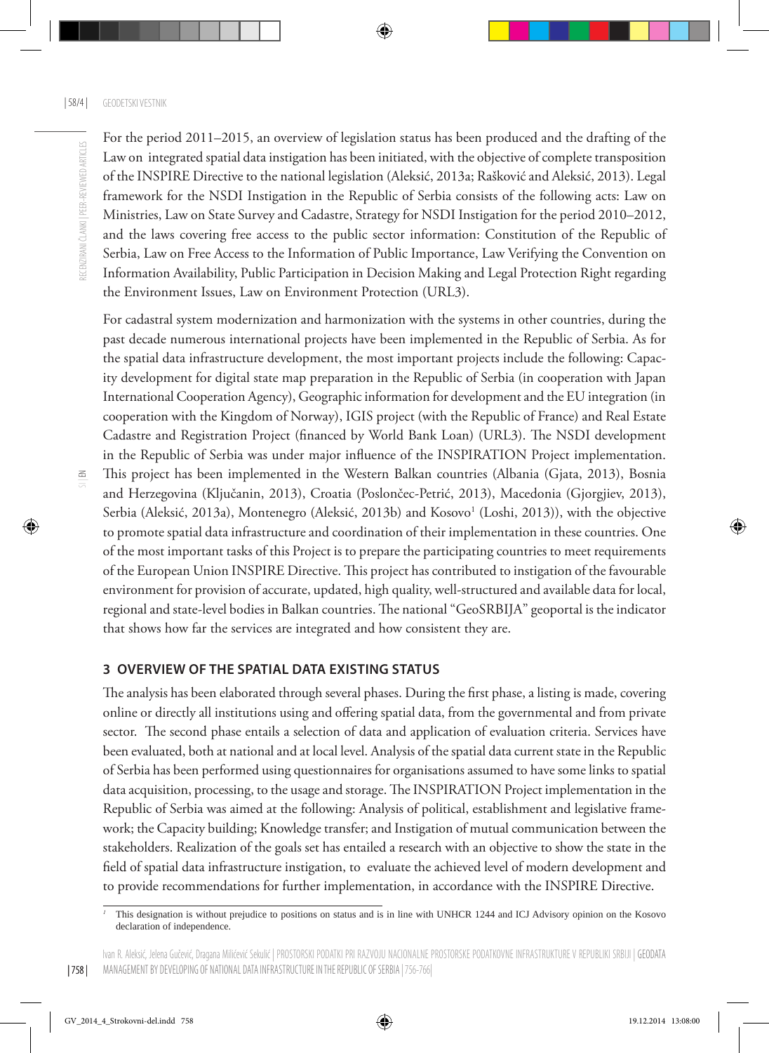For the period 2011–2015, an overview of legislation status has been produced and the drafting of the Law on integrated spatial data instigation has been initiated, with the objective of complete transposition of the INSPIRE Directive to the national legislation (Aleksić, 2013a; Rašković and Aleksić, 2013). Legal framework for the NSDI Instigation in the Republic of Serbia consists of the following acts: Law on Ministries, Law on State Survey and Cadastre, Strategy for NSDI Instigation for the period 2010–2012, and the laws covering free access to the public sector information: Constitution of the Republic of Serbia, Law on Free Access to the Information of Public Importance, Law Verifying the Convention on Information Availability, Public Participation in Decision Making and Legal Protection Right regarding the Environment Issues, Law on Environment Protection (URL3).

For cadastral system modernization and harmonization with the systems in other countries, during the past decade numerous international projects have been implemented in the Republic of Serbia. As for the spatial data infrastructure development, the most important projects include the following: Capacity development for digital state map preparation in the Republic of Serbia (in cooperation with Japan International Cooperation Agency), Geographic information for development and the EU integration (in cooperation with the Kingdom of Norway), IGIS project (with the Republic of France) and Real Estate Cadastre and Registration Project (financed by World Bank Loan) (URL3). The NSDI development in the Republic of Serbia was under major influence of the INSPIRATION Project implementation. This project has been implemented in the Western Balkan countries (Albania (Gjata, 2013), Bosnia and Herzegovina (Ključanin, 2013), Croatia (Poslončec-Petrić, 2013), Macedonia (Gjorgjiev, 2013), Serbia (Aleksić, 2013a), Montenegro (Aleksić, 2013b) and Kosovo[1] (Loshi, 2013)), with the objective to promote spatial data infrastructure and coordination of their implementation in these countries. One of the most important tasks of this Project is to prepare the participating countries to meet requirements of the European Union INSPIRE Directive. This project has contributed to instigation of the favourable environment for provision of accurate, updated, high quality, well-structured and available data for local, regional and state-level bodies in Balkan countries. The national "GeoSRBIJA" geoportal is the indicator that shows how far the services are integrated and how consistent they are.

## 3 OVERVIEW OF THE SPATIAL DATA EXISTING STATUS

The analysis has been elaborated through several phases. During the first phase, a listing is made, covering online or directly all institutions using and offering spatial data, from the governmental and from private sector. The second phase entails a selection of data and application of evaluation criteria. Services have been evaluated, both at national and at local level. Analysis of the spatial data current state in the Republic of Serbia has been performed using questionnaires for organisations assumed to have some links to spatial data acquisition, processing, to the usage and storage. The INSPIRATION Project implementation in the Republic of Serbia was aimed at the following: Analysis of political, establishment and legislative framework; the Capacity building; Knowledge transfer; and Instigation of mutual communication between the stakeholders. Realization of the goals set has entailed a research with an objective to show the state in the field of spatial data infrastructure instigation, to evaluate the achieved level of modern development and to provide recommendations for further implementation, in accordance with the INSPIRE Directive.

[1] This designation is without prejudice to positions on status and is in line with UNHCR 1244 and ICJ Advisory opinion on the Kosovo declaration of independence.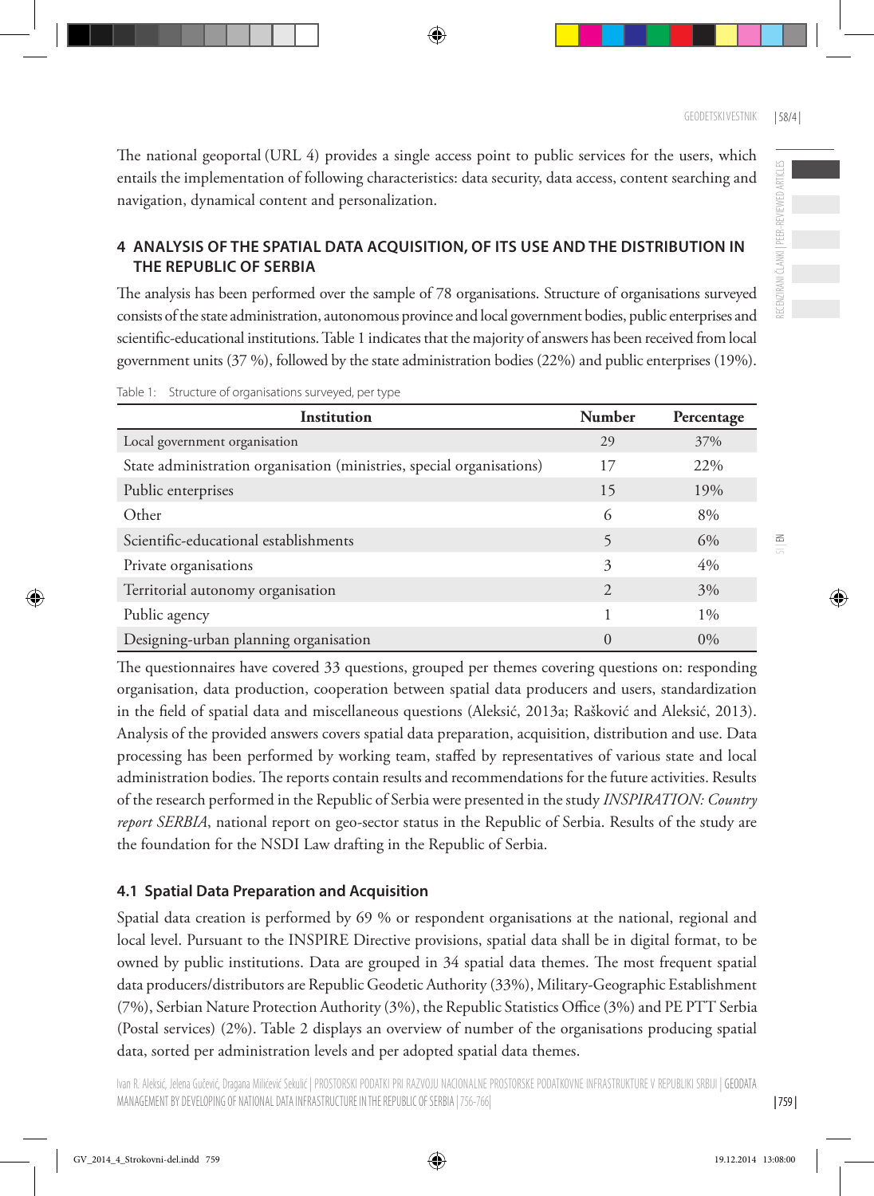The national geoportal (URL 4) provides a single access point to public services for the users, which entails the implementation of following characteristics: data security, data access, content searching and navigation, dynamical content and personalization.

## 4 ANALYSIS OF THE SPATIAL DATA ACQUISITION, OF ITS USE AND THE DISTRIBUTION IN THE REPUBLIC OF SERBIA

The analysis has been performed over the sample of 78 organisations. Structure of organisations surveyed consists of the state administration, autonomous province and local government bodies, public enterprises and scientific-educational institutions. Table 1 indicates that the majority of answers has been received from local government units (37 %), followed by the state administration bodies (22%) and public enterprises (19%).

Table 1: Structure of organisations surveyed, per type

| Institution | Number | Percentage |
|---|---|---|
| Local government organisation | 29 | 37% |
| State administration organisation (ministries, special organisations) | 17 | 22% |
| Public enterprises | 15 | 19% |
| Other | 6 | 8% |
| Scientific-educational establishments | 5 | 6% |
| Private organisations | 3 | 4% |
| Territorial autonomy organisation | 2 | 3% |
| Public agency | 1 | 1% |
| Designing-urban planning organisation | 0 | 0% |

The questionnaires have covered 33 questions, grouped per themes covering questions on: responding organisation, data production, cooperation between spatial data producers and users, standardization in the field of spatial data and miscellaneous questions (Aleksić, 2013a; Rašković and Aleksić, 2013). Analysis of the provided answers covers spatial data preparation, acquisition, distribution and use. Data processing has been performed by working team, staffed by representatives of various state and local administration bodies. The reports contain results and recommendations for the future activities. Results of the research performed in the Republic of Serbia were presented in the study *INSPIRATION: Country report SERBIA*, national report on geo-sector status in the Republic of Serbia. Results of the study are the foundation for the NSDI Law drafting in the Republic of Serbia.

### 4.1 Spatial Data Preparation and Acquisition

Spatial data creation is performed by 69 % or respondent organisations at the national, regional and local level. Pursuant to the INSPIRE Directive provisions, spatial data shall be in digital format, to be owned by public institutions. Data are grouped in 34 spatial data themes. The most frequent spatial data producers/distributors are Republic Geodetic Authority (33%), Military-Geographic Establishment (7%), Serbian Nature Protection Authority (3%), the Republic Statistics Office (3%) and PE PTT Serbia (Postal services) (2%). Table 2 displays an overview of number of the organisations producing spatial data, sorted per administration levels and per adopted spatial data themes.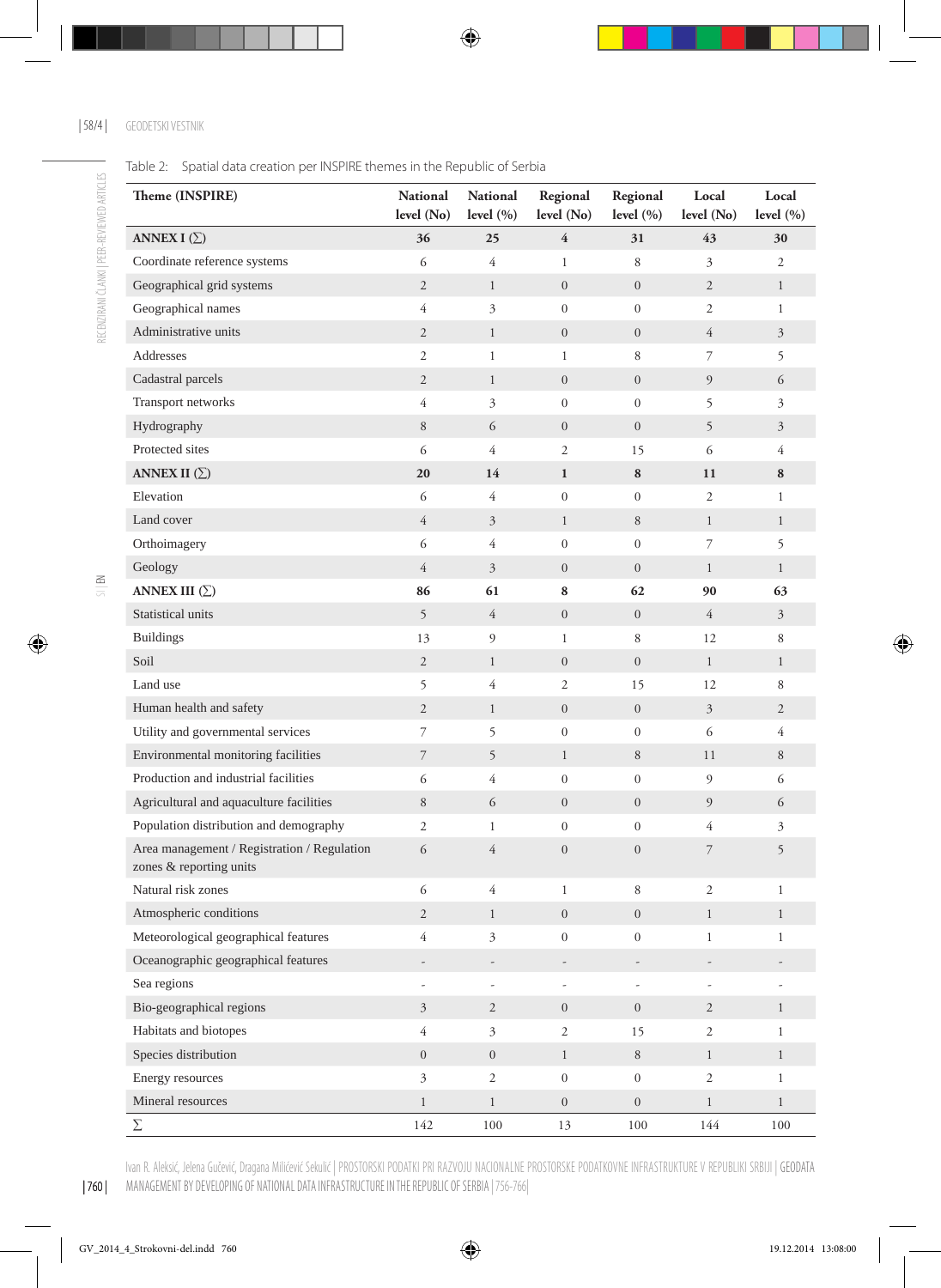Table 2: Spatial data creation per INSPIRE themes in the Republic of Serbia

| Theme (INSPIRE) | National level (No) | National level (%) | Regional level (No) | Regional level (%) | Local level (No) | Local level (%) |
|---|---|---|---|---|---|---|
| **ANNEX I (∑)** | **36** | **25** | **4** | **31** | **43** | **30** |
| Coordinate reference systems | 6 | 4 | 1 | 8 | 3 | 2 |
| Geographical grid systems | 2 | 1 | 0 | 0 | 2 | 1 |
| Geographical names | 4 | 3 | 0 | 0 | 2 | 1 |
| Administrative units | 2 | 1 | 0 | 0 | 4 | 3 |
| Addresses | 2 | 1 | 1 | 8 | 7 | 5 |
| Cadastral parcels | 2 | 1 | 0 | 0 | 9 | 6 |
| Transport networks | 4 | 3 | 0 | 0 | 5 | 3 |
| Hydrography | 8 | 6 | 0 | 0 | 5 | 3 |
| Protected sites | 6 | 4 | 2 | 15 | 6 | 4 |
| **ANNEX II (∑)** | **20** | **14** | **1** | **8** | **11** | **8** |
| Elevation | 6 | 4 | 0 | 0 | 2 | 1 |
| Land cover | 4 | 3 | 1 | 8 | 1 | 1 |
| Orthoimagery | 6 | 4 | 0 | 0 | 7 | 5 |
| Geology | 4 | 3 | 0 | 0 | 1 | 1 |
| **ANNEX III (∑)** | **86** | **61** | **8** | **62** | **90** | **63** |
| Statistical units | 5 | 4 | 0 | 0 | 4 | 3 |
| Buildings | 13 | 9 | 1 | 8 | 12 | 8 |
| Soil | 2 | 1 | 0 | 0 | 1 | 1 |
| Land use | 5 | 4 | 2 | 15 | 12 | 8 |
| Human health and safety | 2 | 1 | 0 | 0 | 3 | 2 |
| Utility and governmental services | 7 | 5 | 0 | 0 | 6 | 4 |
| Environmental monitoring facilities | 7 | 5 | 1 | 8 | 11 | 8 |
| Production and industrial facilities | 6 | 4 | 0 | 0 | 9 | 6 |
| Agricultural and aquaculture facilities | 8 | 6 | 0 | 0 | 9 | 6 |
| Population distribution and demography | 2 | 1 | 0 | 0 | 4 | 3 |
| Area management / Registration / Regulation zones & reporting units | 6 | 4 | 0 | 0 | 7 | 5 |
| Natural risk zones | 6 | 4 | 1 | 8 | 2 | 1 |
| Atmospheric conditions | 2 | 1 | 0 | 0 | 1 | 1 |
| Meteorological geographical features | 4 | 3 | 0 | 0 | 1 | 1 |
| Oceanographic geographical features | - | - | - | - | - | - |
| Sea regions | - | - | - | - | - | - |
| Bio-geographical regions | 3 | 2 | 0 | 0 | 2 | 1 |
| Habitats and biotopes | 4 | 3 | 2 | 15 | 2 | 1 |
| Species distribution | 0 | 0 | 1 | 8 | 1 | 1 |
| Energy resources | 3 | 2 | 0 | 0 | 2 | 1 |
| Mineral resources | 1 | 1 | 0 | 0 | 1 | 1 |
| ∑ | 142 | 100 | 13 | 100 | 144 | 100 |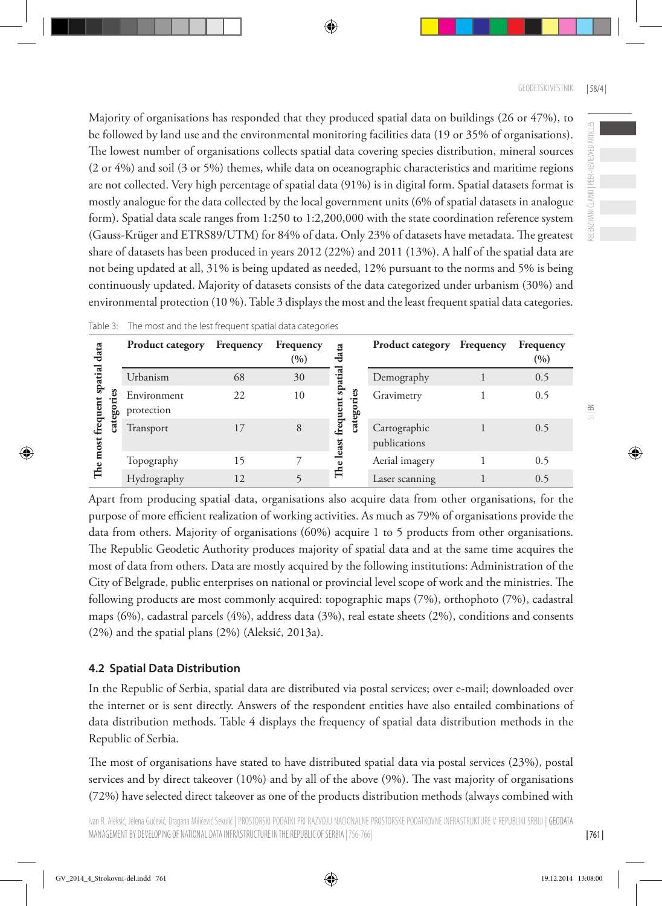Majority of organisations has responded that they produced spatial data on buildings (26 or 47%), to be followed by land use and the environmental monitoring facilities data (19 or 35% of organisations). The lowest number of organisations collects spatial data covering species distribution, mineral sources (2 or 4%) and soil (3 or 5%) themes, while data on oceanographic characteristics and maritime regions are not collected. Very high percentage of spatial data (91%) is in digital form. Spatial datasets format is mostly analogue for the data collected by the local government units (6% of spatial datasets in analogue form). Spatial data scale ranges from 1:250 to 1:2,200,000 with the state coordination reference system (Gauss-Krüger and ETRS89/UTM) for 84% of data. Only 23% of datasets have metadata. The greatest share of datasets has been produced in years 2012 (22%) and 2011 (13%). A half of the spatial data are not being updated at all, 31% is being updated as needed, 12% pursuant to the norms and 5% is being continuously updated. Majority of datasets consists of the data categorized under urbanism (30%) and environmental protection (10 %). Table 3 displays the most and the least frequent spatial data categories.

Table 3: The most and the lest frequent spatial data categories

| | Product category | Frequency | Frequency (%) | | Product category | Frequency | Frequency (%) |
|---|---|---|---|---|---|---|---|
| The most frequent spatial data categories | Urbanism | 68 | 30 | The least frequent spatial data categories | Demography | 1 | 0.5 |
| | Environment protection | 22 | 10 | | Gravimetry | 1 | 0.5 |
| | Transport | 17 | 8 | | Cartographic publications | 1 | 0.5 |
| | Topography | 15 | 7 | | Aerial imagery | 1 | 0.5 |
| | Hydrography | 12 | 5 | | Laser scanning | 1 | 0.5 |

Apart from producing spatial data, organisations also acquire data from other organisations, for the purpose of more efficient realization of working activities. As much as 79% of organisations provide the data from others. Majority of organisations (60%) acquire 1 to 5 products from other organisations. The Republic Geodetic Authority produces majority of spatial data and at the same time acquires the most of data from others. Data are mostly acquired by the following institutions: Administration of the City of Belgrade, public enterprises on national or provincial level scope of work and the ministries. The following products are most commonly acquired: topographic maps (7%), orthophoto (7%), cadastral maps (6%), cadastral parcels (4%), address data (3%), real estate sheets (2%), conditions and consents (2%) and the spatial plans (2%) (Aleksić, 2013a).

### 4.2 Spatial Data Distribution

In the Republic of Serbia, spatial data are distributed via postal services; over e-mail; downloaded over the internet or is sent directly. Answers of the respondent entities have also entailed combinations of data distribution methods. Table 4 displays the frequency of spatial data distribution methods in the Republic of Serbia.

The most of organisations have stated to have distributed spatial data via postal services (23%), postal services and by direct takeover (10%) and by all of the above (9%). The vast majority of organisations (72%) have selected direct takeover as one of the products distribution methods (always combined with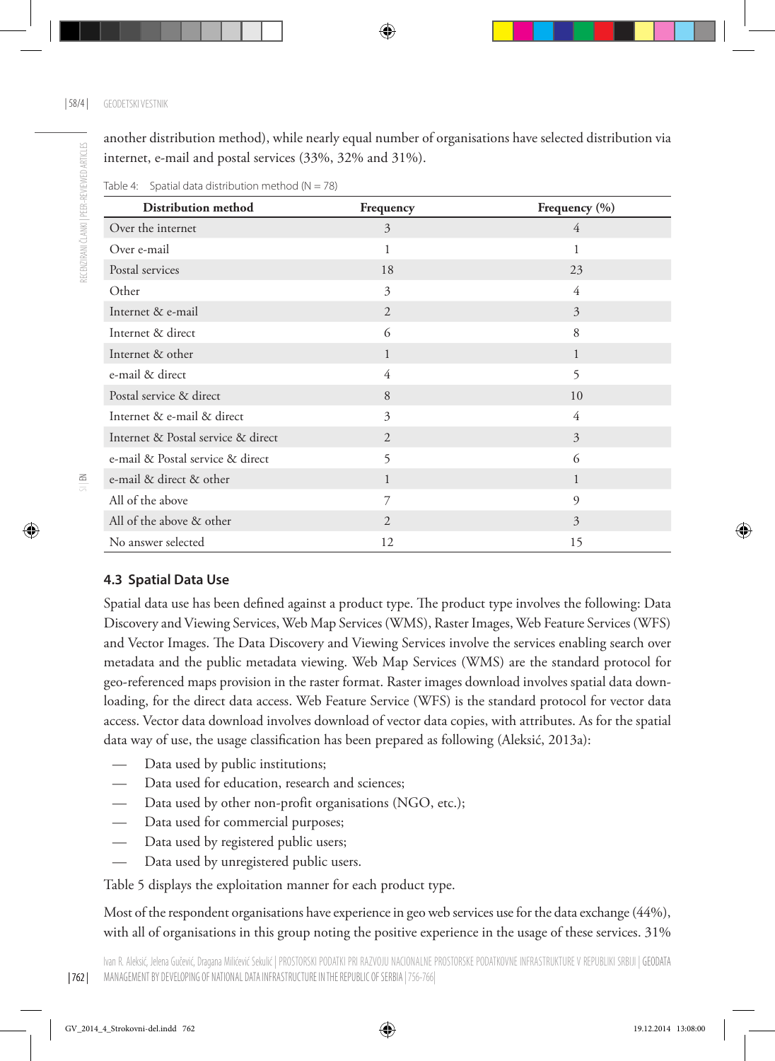another distribution method), while nearly equal number of organisations have selected distribution via internet, e-mail and postal services (33%, 32% and 31%).

Table 4: Spatial data distribution method (N = 78)

| Distribution method | Frequency | Frequency (%) |
| --- | --- | --- |
| Over the internet | 3 | 4 |
| Over e-mail | 1 | 1 |
| Postal services | 18 | 23 |
| Other | 3 | 4 |
| Internet & e-mail | 2 | 3 |
| Internet & direct | 6 | 8 |
| Internet & other | 1 | 1 |
| e-mail & direct | 4 | 5 |
| Postal service & direct | 8 | 10 |
| Internet & e-mail & direct | 3 | 4 |
| Internet & Postal service & direct | 2 | 3 |
| e-mail & Postal service & direct | 5 | 6 |
| e-mail & direct & other | 1 | 1 |
| All of the above | 7 | 9 |
| All of the above & other | 2 | 3 |
| No answer selected | 12 | 15 |

### 4.3 Spatial Data Use

Spatial data use has been defined against a product type. The product type involves the following: Data Discovery and Viewing Services, Web Map Services (WMS), Raster Images, Web Feature Services (WFS) and Vector Images. The Data Discovery and Viewing Services involve the services enabling search over metadata and the public metadata viewing. Web Map Services (WMS) are the standard protocol for geo-referenced maps provision in the raster format. Raster images download involves spatial data downloading, for the direct data access. Web Feature Service (WFS) is the standard protocol for vector data access. Vector data download involves download of vector data copies, with attributes. As for the spatial data way of use, the usage classification has been prepared as following (Aleksić, 2013a):

- Data used by public institutions;
- Data used for education, research and sciences;
- Data used by other non-profit organisations (NGO, etc.);
- Data used for commercial purposes;
- Data used by registered public users;
- Data used by unregistered public users.

Table 5 displays the exploitation manner for each product type.

Most of the respondent organisations have experience in geo web services use for the data exchange (44%), with all of organisations in this group noting the positive experience in the usage of these services. 31%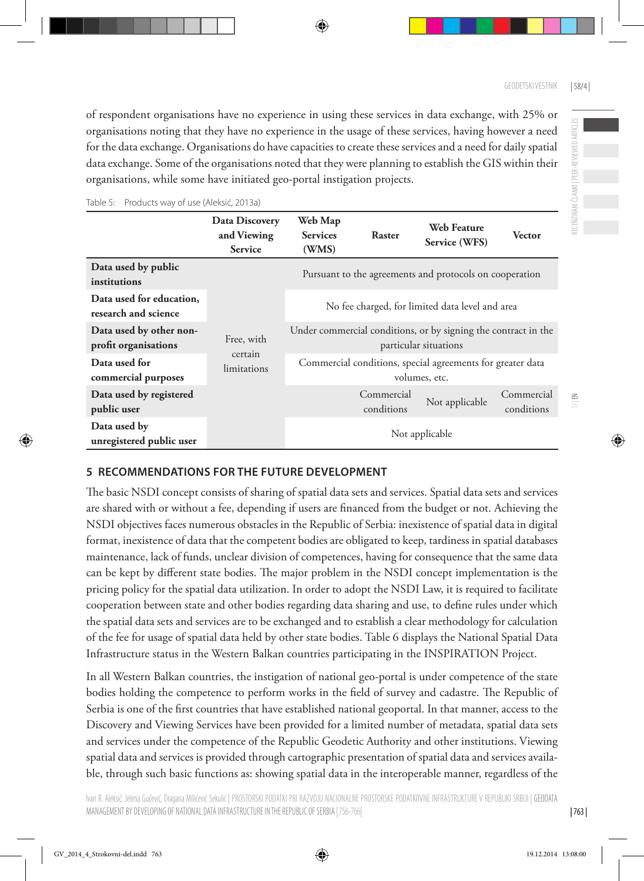of respondent organisations have no experience in using these services in data exchange, with 25% or organisations noting that they have no experience in the usage of these services, having however a need for the data exchange. Organisations do have capacities to create these services and a need for daily spatial data exchange. Some of the organisations noted that they were planning to establish the GIS within their organisations, while some have initiated geo-portal instigation projects.

Table 5: Products way of use (Aleksić, 2013a)

| | Data Discovery and Viewing Service | Web Map Services (WMS) | Raster | Web Feature Service (WFS) | Vector |
|---|---|---|---|---|---|
| **Data used by public institutions** | Free, with certain limitations | Pursuant to the agreements and protocols on cooperation | | | |
| **Data used for education, research and science** | | No fee charged, for limited data level and area | | | |
| **Data used by other non-profit organisations** | | Under commercial conditions, or by signing the contract in the particular situations | | | |
| **Data used for commercial purposes** | | Commercial conditions, special agreements for greater data volumes, etc. | | | |
| **Data used by registered public user** | | | Commercial conditions | Not applicable | Commercial conditions |
| **Data used by unregistered public user** | | Not applicable | | | |

## 5 RECOMMENDATIONS FOR THE FUTURE DEVELOPMENT

The basic NSDI concept consists of sharing of spatial data sets and services. Spatial data sets and services are shared with or without a fee, depending if users are financed from the budget or not. Achieving the NSDI objectives faces numerous obstacles in the Republic of Serbia: inexistence of spatial data in digital format, inexistence of data that the competent bodies are obligated to keep, tardiness in spatial databases maintenance, lack of funds, unclear division of competences, having for consequence that the same data can be kept by different state bodies. The major problem in the NSDI concept implementation is the pricing policy for the spatial data utilization. In order to adopt the NSDI Law, it is required to facilitate cooperation between state and other bodies regarding data sharing and use, to define rules under which the spatial data sets and services are to be exchanged and to establish a clear methodology for calculation of the fee for usage of spatial data held by other state bodies. Table 6 displays the National Spatial Data Infrastructure status in the Western Balkan countries participating in the INSPIRATION Project.

In all Western Balkan countries, the instigation of national geo-portal is under competence of the state bodies holding the competence to perform works in the field of survey and cadastre. The Republic of Serbia is one of the first countries that have established national geoportal. In that manner, access to the Discovery and Viewing Services have been provided for a limited number of metadata, spatial data sets and services under the competence of the Republic Geodetic Authority and other institutions. Viewing spatial data and services is provided through cartographic presentation of spatial data and services available, through such basic functions as: showing spatial data in the interoperable manner, regardless of the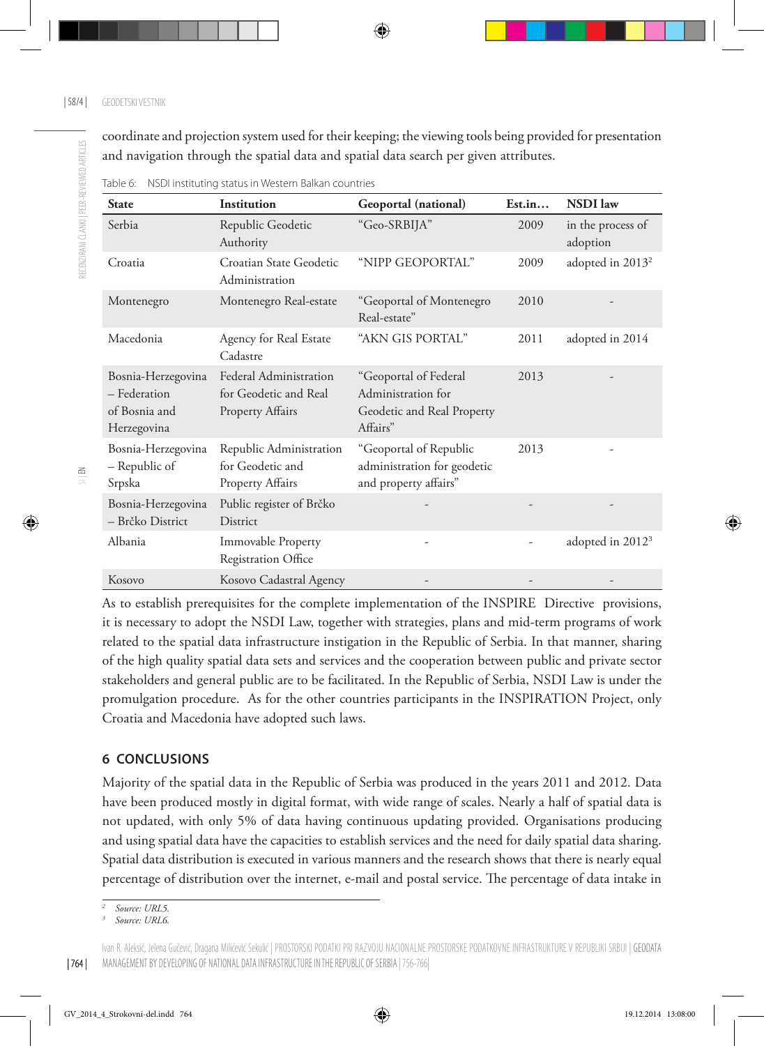coordinate and projection system used for their keeping; the viewing tools being provided for presentation and navigation through the spatial data and spatial data search per given attributes.

Table 6: NSDI instituting status in Western Balkan countries

| State | Institution | Geoportal (national) | Est.in… | NSDI law |
|---|---|---|---|---|
| Serbia | Republic Geodetic Authority | "Geo-SRBIJA" | 2009 | in the process of adoption |
| Croatia | Croatian State Geodetic Administration | "NIPP GEOPORTAL" | 2009 | adopted in 2013[2] |
| Montenegro | Montenegro Real-estate | "Geoportal of Montenegro Real-estate" | 2010 | - |
| Macedonia | Agency for Real Estate Cadastre | "AKN GIS PORTAL" | 2011 | adopted in 2014 |
| Bosnia-Herzegovina – Federation of Bosnia and Herzegovina | Federal Administration for Geodetic and Real Property Affairs | "Geoportal of Federal Administration for Geodetic and Real Property Affairs" | 2013 | - |
| Bosnia-Herzegovina – Republic of Srpska | Republic Administration for Geodetic and Property Affairs | "Geoportal of Republic administration for geodetic and property affairs" | 2013 | - |
| Bosnia-Herzegovina – Brčko District | Public register of Brčko District | - | - | - |
| Albania | Immovable Property Registration Office | - | - | adopted in 2012[3] |
| Kosovo | Kosovo Cadastral Agency | - | - | - |

As to establish prerequisites for the complete implementation of the INSPIRE Directive provisions, it is necessary to adopt the NSDI Law, together with strategies, plans and mid-term programs of work related to the spatial data infrastructure instigation in the Republic of Serbia. In that manner, sharing of the high quality spatial data sets and services and the cooperation between public and private sector stakeholders and general public are to be facilitated. In the Republic of Serbia, NSDI Law is under the promulgation procedure. As for the other countries participants in the INSPIRATION Project, only Croatia and Macedonia have adopted such laws.

## 6 CONCLUSIONS

Majority of the spatial data in the Republic of Serbia was produced in the years 2011 and 2012. Data have been produced mostly in digital format, with wide range of scales. Nearly a half of spatial data is not updated, with only 5% of data having continuous updating provided. Organisations producing and using spatial data have the capacities to establish services and the need for daily spatial data sharing. Spatial data distribution is executed in various manners and the research shows that there is nearly equal percentage of distribution over the internet, e-mail and postal service. The percentage of data intake in

[2] *Source: URL5.*

[3] *Source: URL6.*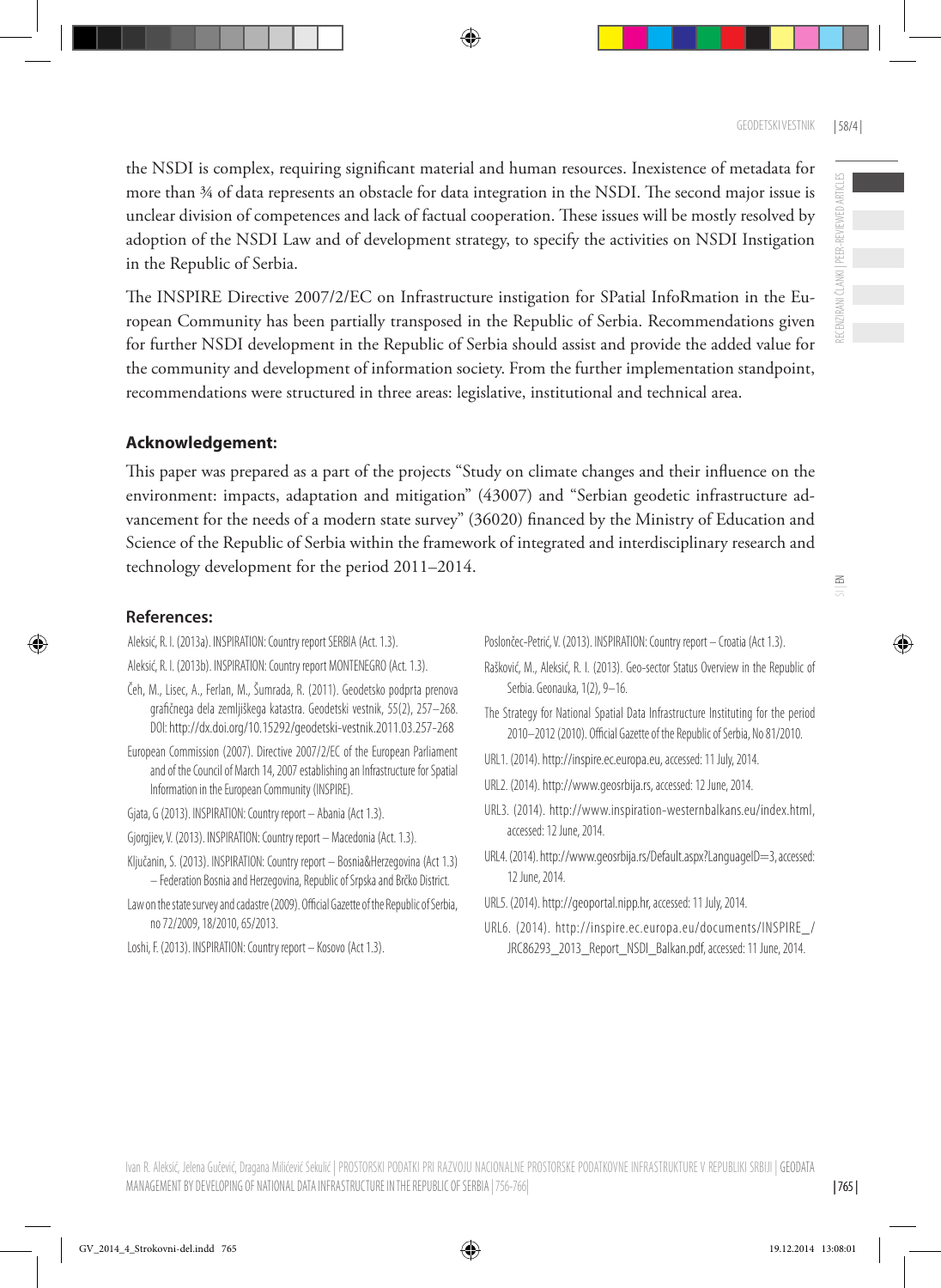the NSDI is complex, requiring significant material and human resources. Inexistence of metadata for more than ¾ of data represents an obstacle for data integration in the NSDI. The second major issue is unclear division of competences and lack of factual cooperation. These issues will be mostly resolved by adoption of the NSDI Law and of development strategy, to specify the activities on NSDI Instigation in the Republic of Serbia.

The INSPIRE Directive 2007/2/EC on Infrastructure instigation for SPatial InfoRmation in the European Community has been partially transposed in the Republic of Serbia. Recommendations given for further NSDI development in the Republic of Serbia should assist and provide the added value for the community and development of information society. From the further implementation standpoint, recommendations were structured in three areas: legislative, institutional and technical area.

## Acknowledgement:

This paper was prepared as a part of the projects "Study on climate changes and their influence on the environment: impacts, adaptation and mitigation" (43007) and "Serbian geodetic infrastructure advancement for the needs of a modern state survey" (36020) financed by the Ministry of Education and Science of the Republic of Serbia within the framework of integrated and interdisciplinary research and technology development for the period 2011–2014.

## References:

Aleksić, R. I. (2013a). INSPIRATION: Country report SERBIA (Act. 1.3).

Aleksić, R. I. (2013b). INSPIRATION: Country report MONTENEGRO (Act. 1.3).

Čeh, M., Lisec, A., Ferlan, M., Šumrada, R. (2011). Geodetsko podprta prenova grafičnega dela zemljiškega katastra. Geodetski vestnik, 55(2), 257–268. DOI: http://dx.doi.org/10.15292/geodetski-vestnik.2011.03.257-268

European Commission (2007). Directive 2007/2/EC of the European Parliament and of the Council of March 14, 2007 establishing an Infrastructure for Spatial Information in the European Community (INSPIRE).

Gjata, G (2013). INSPIRATION: Country report – Abania (Act 1.3).

Gjorgjiev, V. (2013). INSPIRATION: Country report – Macedonia (Act. 1.3).

Ključanin, S. (2013). INSPIRATION: Country report – Bosnia&Herzegovina (Act 1.3) – Federation Bosnia and Herzegovina, Republic of Srpska and Brčko District.

Law on the state survey and cadastre (2009). Official Gazette of the Republic of Serbia, no 72/2009, 18/2010, 65/2013.

Loshi, F. (2013). INSPIRATION: Country report – Kosovo (Act 1.3).

Poslončec-Petrić, V. (2013). INSPIRATION: Country report – Croatia (Act 1.3).

Rašković, M., Aleksić, R. I. (2013). Geo-sector Status Overview in the Republic of Serbia. Geonauka, 1(2), 9–16.

The Strategy for National Spatial Data Infrastructure Instituting for the period 2010–2012 (2010). Official Gazette of the Republic of Serbia, No 81/2010.

URL1. (2014). http://inspire.ec.europa.eu, accessed: 11 July, 2014.

URL2. (2014). http://www.geosrbija.rs, accessed: 12 June, 2014.

URL3. (2014). http://www.inspiration-westernbalkans.eu/index.html, accessed: 12 June, 2014.

URL4. (2014). http://www.geosrbija.rs/Default.aspx?LanguageID=3, accessed: 12 June, 2014.

URL5. (2014). http://geoportal.nipp.hr, accessed: 11 July, 2014.

URL6. (2014). http://inspire.ec.europa.eu/documents/INSPIRE_/JRC86293_2013_Report_NSDI_Balkan.pdf, accessed: 11 June, 2014.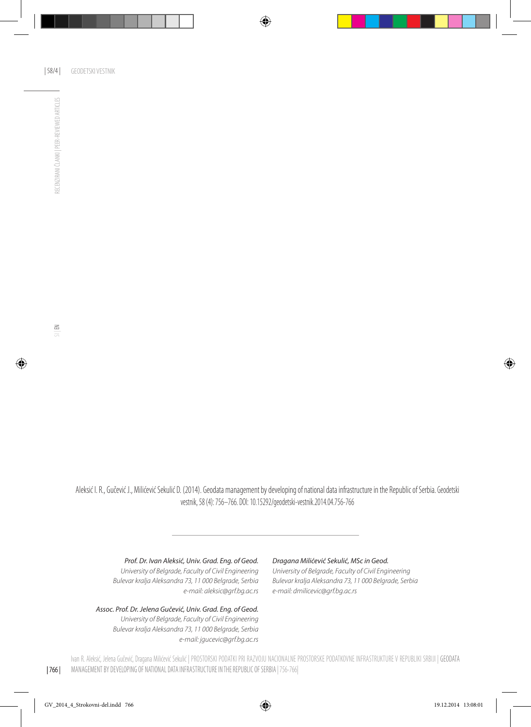Aleksić I. R., Gučević J., Milićević Sekulić D. (2014). Geodata management by developing of national data infrastructure in the Republic of Serbia. Geodetski vestnik, 58 (4): 756–766. DOI: 10.15292/geodetski-vestnik.2014.04.756-766

---

*Prof. Dr. Ivan Aleksić, Univ. Grad. Eng. of Geod.*
*University of Belgrade, Faculty of Civil Engineering*
*Bulevar kralja Aleksandra 73, 11 000 Belgrade, Serbia*
*e-mail: aleksic@grf.bg.ac.rs*

*Assoc. Prof. Dr. Jelena Gučević, Univ. Grad. Eng. of Geod.*
*University of Belgrade, Faculty of Civil Engineering*
*Bulevar kralja Aleksandra 73, 11 000 Belgrade, Serbia*
*e-mail: jgucevic@grf.bg.ac.rs*

*Dragana Milićević Sekulić, MSc in Geod.*
*University of Belgrade, Faculty of Civil Engineering*
*Bulevar kralja Aleksandra 73, 11 000 Belgrade, Serbia*
*e-mail: dmilicevic@grf.bg.ac.rs*